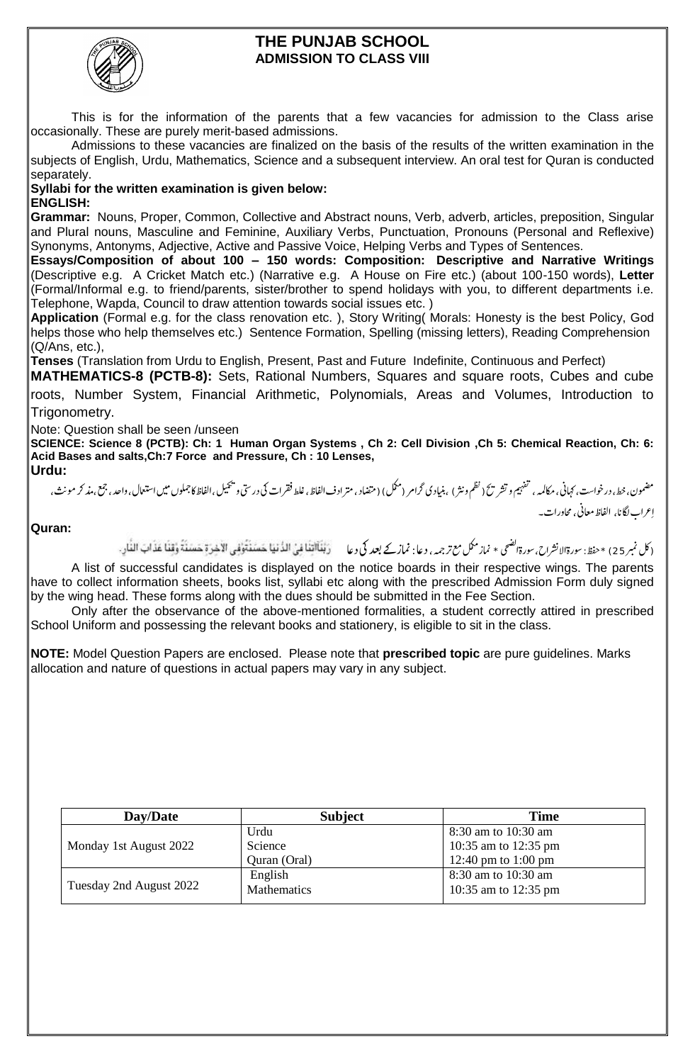# THE PUNJAB SCHOOL
## ADMISSION TO CLASS VIII

This is for the information of the parents that a few vacancies for admission to the Class arise occasionally. These are purely merit-based admissions.

Admissions to these vacancies are finalized on the basis of the results of the written examination in the subjects of English, Urdu, Mathematics, Science and a subsequent interview. An oral test for Quran is conducted separately.

**Syllabi for the written examination is given below:**

**ENGLISH:**

**Grammar:** Nouns, Proper, Common, Collective and Abstract nouns, Verb, adverb, articles, preposition, Singular and Plural nouns, Masculine and Feminine, Auxiliary Verbs, Punctuation, Pronouns (Personal and Reflexive) Synonyms, Antonyms, Adjective, Active and Passive Voice, Helping Verbs and Types of Sentences.

**Essays/Composition of about 100 – 150 words: Composition: Descriptive and Narrative Writings** (Descriptive e.g. A Cricket Match etc.) (Narrative e.g. A House on Fire etc.) (about 100-150 words), **Letter** (Formal/Informal e.g. to friend/parents, sister/brother to spend holidays with you, to different departments i.e. Telephone, Wapda, Council to draw attention towards social issues etc. )

**Application** (Formal e.g. for the class renovation etc. ), Story Writing( Morals: Honesty is the best Policy, God helps those who help themselves etc.) Sentence Formation, Spelling (missing letters), Reading Comprehension (Q/Ans, etc.),

**Tenses** (Translation from Urdu to English, Present, Past and Future Indefinite, Continuous and Perfect)

**MATHEMATICS-8 (PCTB-8):** Sets, Rational Numbers, Squares and square roots, Cubes and cube roots, Number System, Financial Arithmetic, Polynomials, Areas and Volumes, Introduction to Trigonometry.

Note: Question shall be seen /unseen

**SCIENCE: Science 8 (PCTB): Ch: 1 Human Organ Systems , Ch 2: Cell Division ,Ch 5: Chemical Reaction, Ch: 6: Acid Bases and salts,Ch:7 Force and Pressure, Ch : 10 Lenses,**

**Urdu:**

مضمون، خط، درخواست، کہانی، مکالمہ، تفہیم و تشریح (نظم و نثر) ، بنیادی گرامر (مکمل) (متضاد، مترادف الفاظ، غلط فقرات کی درستی و تکمیل، الفاظ کا جملوں میں استعمال، واحد، جمع، مذکر مونث، اِعراب لگانا، الفاظ معانی، محاورات۔

**Quran:**

(کل نمبر 25) * حفظ: سورۃ الانشراح، سورۃ الضحیٰ * نماز مکمل مع ترجمہ، دعا: نماز کے بعد کی دعا رَبَّنَآ اٰتِنَا فِی الدُّنْیَا حَسَنَةً وَّفِی الْاٰخِرَةِ حَسَنَةً وَّقِنَا عَذَابَ النَّارِ

A list of successful candidates is displayed on the notice boards in their respective wings. The parents have to collect information sheets, books list, syllabi etc along with the prescribed Admission Form duly signed by the wing head. These forms along with the dues should be submitted in the Fee Section.

Only after the observance of the above-mentioned formalities, a student correctly attired in prescribed School Uniform and possessing the relevant books and stationery, is eligible to sit in the class.

**NOTE:** Model Question Papers are enclosed. Please note that **prescribed topic** are pure guidelines. Marks allocation and nature of questions in actual papers may vary in any subject.

| Day/Date | Subject | Time |
|---|---|---|
| Monday 1st August 2022 | Urdu<br>Science<br>Quran (Oral) | 8:30 am to 10:30 am<br>10:35 am to 12:35 pm<br>12:40 pm to 1:00 pm |
| Tuesday 2nd August 2022 | English<br>Mathematics | 8:30 am to 10:30 am<br>10:35 am to 12:35 pm |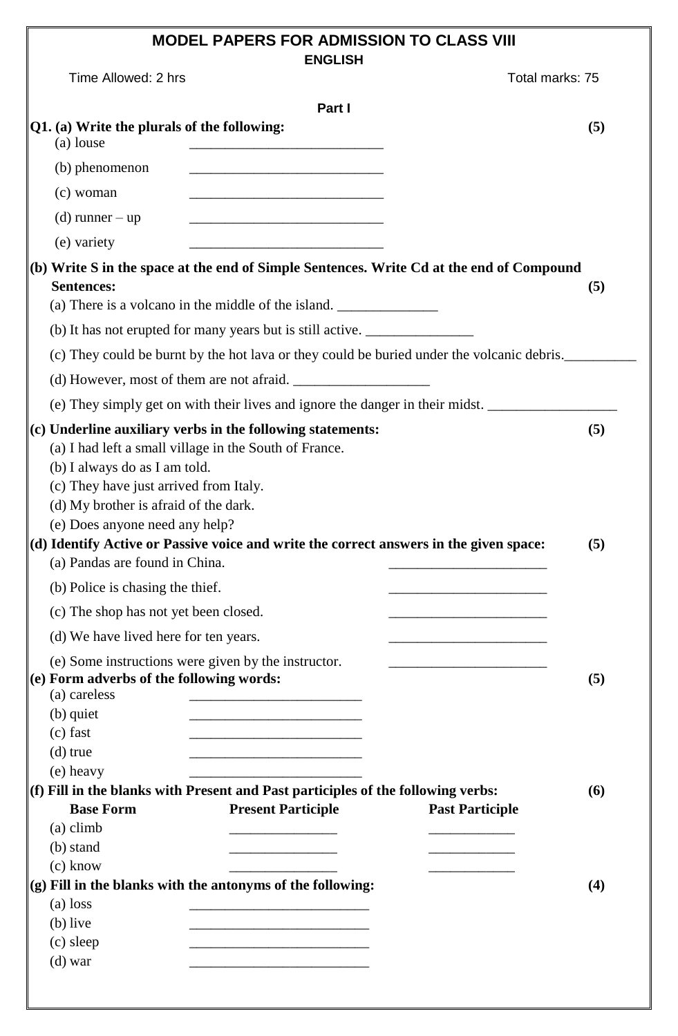# MODEL PAPERS FOR ADMISSION TO CLASS VIII

## ENGLISH

Time Allowed: 2 hrs | Total marks: 75

### Part I

**Q1. (a) Write the plurals of the following:** **(5)**

(a) louse ___________________________

(b) phenomenon ___________________________

(c) woman ___________________________

(d) runner – up ___________________________

(e) variety ___________________________

**(b) Write S in the space at the end of Simple Sentences. Write Cd at the end of Compound Sentences:** **(5)**

(a) There is a volcano in the middle of the island. ______________

(b) It has not erupted for many years but is still active. _______________

(c) They could be burnt by the hot lava or they could be buried under the volcanic debris.__________

(d) However, most of them are not afraid. ___________________

(e) They simply get on with their lives and ignore the danger in their midst. __________________

**(c) Underline auxiliary verbs in the following statements:** **(5)**

(a) I had left a small village in the South of France.

(b) I always do as I am told.

(c) They have just arrived from Italy.

(d) My brother is afraid of the dark.

(e) Does anyone need any help?

**(d) Identify Active or Passive voice and write the correct answers in the given space:** **(5)**

(a) Pandas are found in China. ______________________

(b) Police is chasing the thief. ______________________

(c) The shop has not yet been closed. ______________________

(d) We have lived here for ten years. ______________________

(e) Some instructions were given by the instructor. ______________________

**(e) Form adverbs of the following words:** **(5)**

(a) careless ________________________

(b) quiet ________________________

(c) fast ________________________

(d) true ________________________

(e) heavy ________________________

**(f) Fill in the blanks with Present and Past participles of the following verbs:** **(6)**

| **Base Form** | **Present Participle** | **Past Participle** |
|---|---|---|
| (a) climb | _______________ | ____________ |
| (b) stand | _______________ | ____________ |
| (c) know | _______________ | ____________ |

**(g) Fill in the blanks with the antonyms of the following:** **(4)**

(a) loss _________________________

(b) live _________________________

(c) sleep _________________________

(d) war _________________________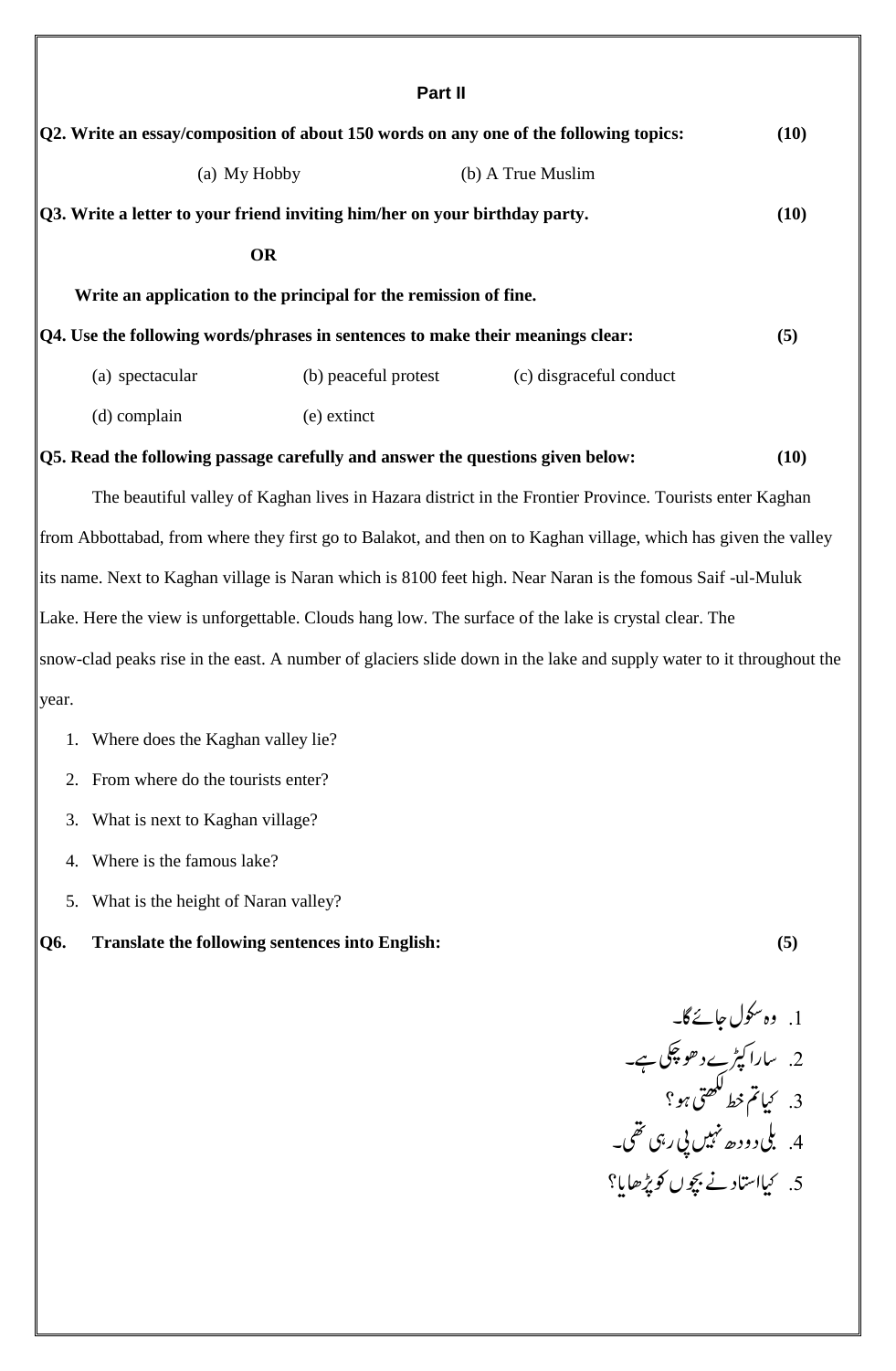## Part II

**Q2. Write an essay/composition of about 150 words on any one of the following topics: (10)**

(a) My Hobby (b) A True Muslim

**Q3. Write a letter to your friend inviting him/her on your birthday party. (10)**

**OR**

**Write an application to the principal for the remission of fine.**

**Q4. Use the following words/phrases in sentences to make their meanings clear: (5)**

(a) spectacular (b) peaceful protest (c) disgraceful conduct

(d) complain (e) extinct

**Q5. Read the following passage carefully and answer the questions given below: (10)**

The beautiful valley of Kaghan lives in Hazara district in the Frontier Province. Tourists enter Kaghan from Abbottabad, from where they first go to Balakot, and then on to Kaghan village, which has given the valley its name. Next to Kaghan village is Naran which is 8100 feet high. Near Naran is the fomous Saif -ul-Muluk Lake. Here the view is unforgettable. Clouds hang low. The surface of the lake is crystal clear. The snow-clad peaks rise in the east. A number of glaciers slide down in the lake and supply water to it throughout the year.

1. Where does the Kaghan valley lie?
2. From where do the tourists enter?
3. What is next to Kaghan village?
4. Where is the famous lake?
5. What is the height of Naran valley?

**Q6. Translate the following sentences into English: (5)**

1. وہ سکول جائے گا۔
2. سارا کپڑے دھو چکی ہے۔
3. کیا تم خط لکھتی ہو؟
4. بلی دودھ نہیں پی رہی تھی۔
5. کیا استاد نے بچوں کو پڑھایا؟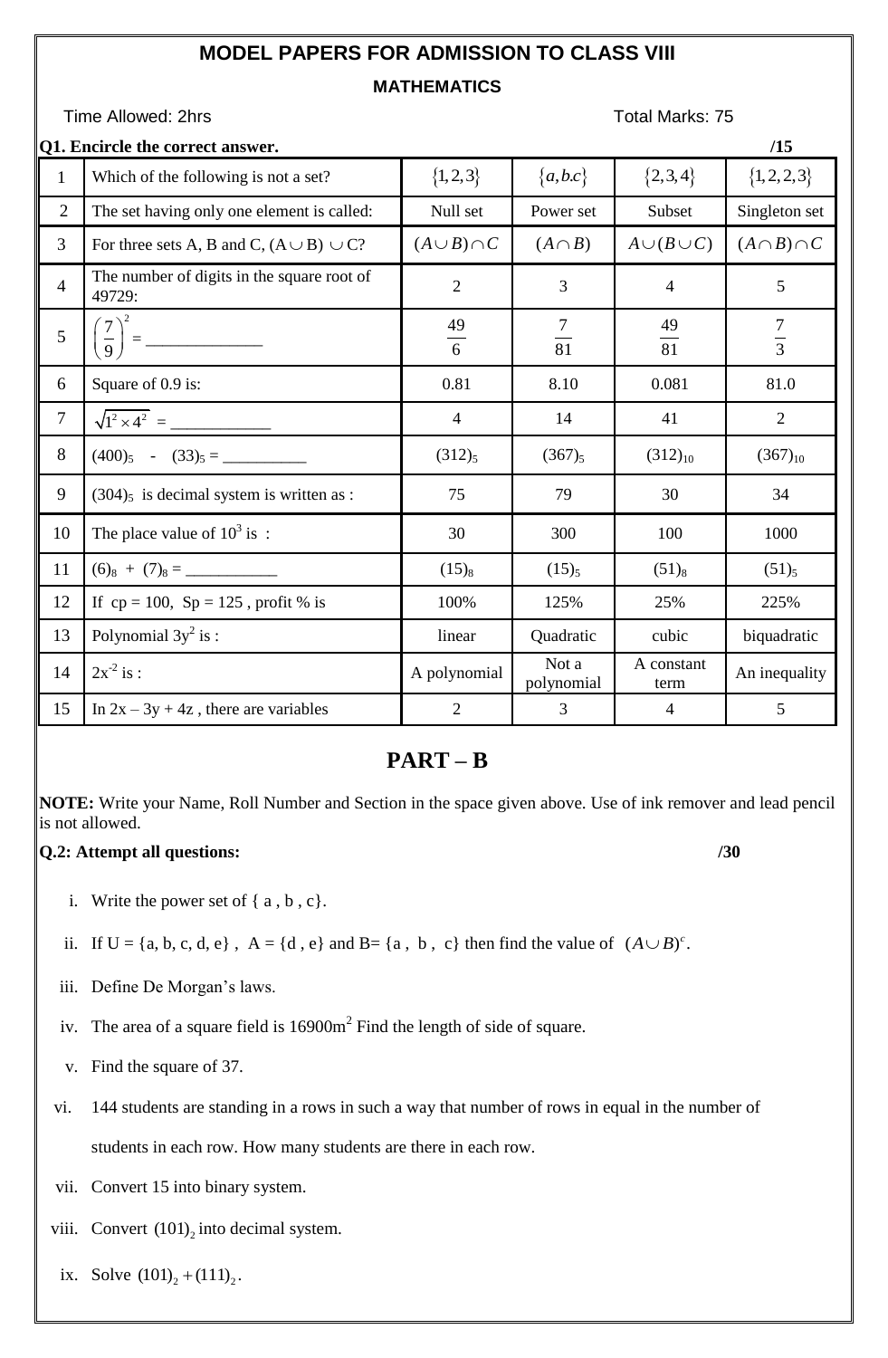## MODEL PAPERS FOR ADMISSION TO CLASS VIII

### MATHEMATICS

Time Allowed: 2hrs                                                                 Total Marks: 75

**Q1. Encircle the correct answer.** **/15**

| | | | | | |
|---|---|---|---|---|---|
| 1 | Which of the following is not a set? | $\{1,2,3\}$ | $\{a,b.c\}$ | $\{2,3,4\}$ | $\{1,2,2,3\}$ |
| 2 | The set having only one element is called: | Null set | Power set | Subset | Singleton set |
| 3 | For three sets A, B and C, $(A \cup B) \cup C$? | $(A \cup B) \cap C$ | $(A \cap B)$ | $A \cup (B \cup C)$ | $(A \cap B) \cap C$ |
| 4 | The number of digits in the square root of 49729: | 2 | 3 | 4 | 5 |
| 5 | $\left(\frac{7}{9}\right)^2$ = ______________ | $\frac{49}{6}$ | $\frac{7}{81}$ | $\frac{49}{81}$ | $\frac{7}{3}$ |
| 6 | Square of 0.9 is: | 0.81 | 8.10 | 0.081 | 81.0 |
| 7 | $\sqrt{1^2 \times 4^2}$ = ____________ | 4 | 14 | 41 | 2 |
| 8 | $(400)_5$ - $(33)_5$ = __________ | $(312)_5$ | $(367)_5$ | $(312)_{10}$ | $(367)_{10}$ |
| 9 | $(304)_5$ is decimal system is written as : | 75 | 79 | 30 | 34 |
| 10 | The place value of $10^3$ is : | 30 | 300 | 100 | 1000 |
| 11 | $(6)_8$ + $(7)_8$ = ___________ | $(15)_8$ | $(15)_5$ | $(51)_8$ | $(51)_5$ |
| 12 | If cp = 100, Sp = 125 , profit % is | 100% | 125% | 25% | 225% |
| 13 | Polynomial $3y^2$ is : | linear | Quadratic | cubic | biquadratic |
| 14 | $2x^{-2}$ is : | A polynomial | Not a polynomial | A constant term | An inequality |
| 15 | In $2x - 3y + 4z$ , there are variables | 2 | 3 | 4 | 5 |

## PART – B

**NOTE:** Write your Name, Roll Number and Section in the space given above. Use of ink remover and lead pencil is not allowed.

**Q.2: Attempt all questions:** **/30**

i. Write the power set of { a , b , c}.

ii. If U = {a, b, c, d, e} , A = {d , e} and B= {a , b , c} then find the value of $(A \cup B)^c$.

iii. Define De Morgan's laws.

iv. The area of a square field is $16900m^2$ Find the length of side of square.

v. Find the square of 37.

vi. 144 students are standing in a rows in such a way that number of rows in equal in the number of students in each row. How many students are there in each row.

vii. Convert 15 into binary system.

viii. Convert $(101)_2$ into decimal system.

ix. Solve $(101)_2 + (111)_2$.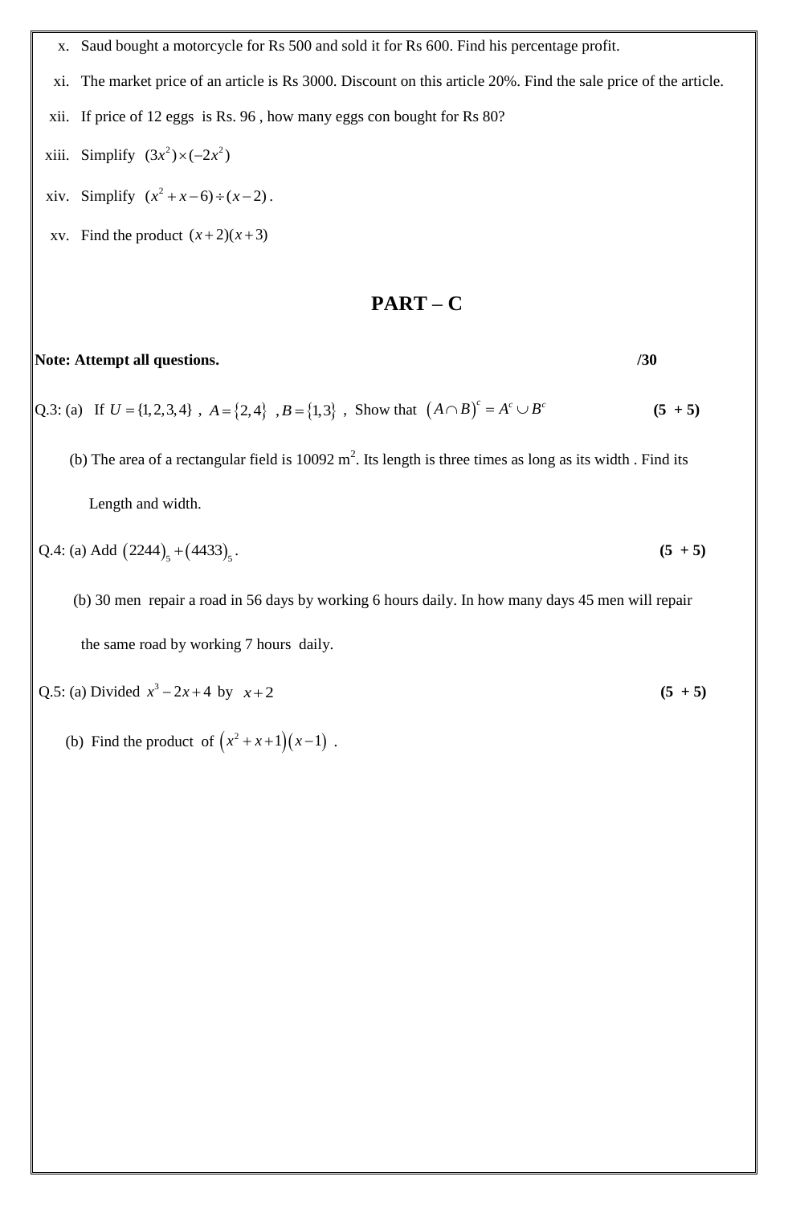x. Saud bought a motorcycle for Rs 500 and sold it for Rs 600. Find his percentage profit.

xi. The market price of an article is Rs 3000. Discount on this article 20%. Find the sale price of the article.

xii. If price of 12 eggs is Rs. 96 , how many eggs con bought for Rs 80?

xiii. Simplify $(3x^2)\times(-2x^2)$

xiv. Simplify $(x^2+x-6)\div(x-2)$ .

xv. Find the product $(x+2)(x+3)$

## PART – C

**Note: Attempt all questions.** **/30**

Q.3: (a) If $U=\{1,2,3,4\}$ , $A=\{2,4\}$ , $B=\{1,3\}$ , Show that $(A\cap B)^c = A^c \cup B^c$ **(5 + 5)**

(b) The area of a rectangular field is 10092 $m^2$. Its length is three times as long as its width . Find its Length and width.

Q.4: (a) Add $(2244)_5+(4433)_5$ . **(5 + 5)**

(b) 30 men repair a road in 56 days by working 6 hours daily. In how many days 45 men will repair the same road by working 7 hours daily.

Q.5: (a) Divided $x^3-2x+4$ by $x+2$ **(5 + 5)**

(b) Find the product of $(x^2+x+1)(x-1)$ .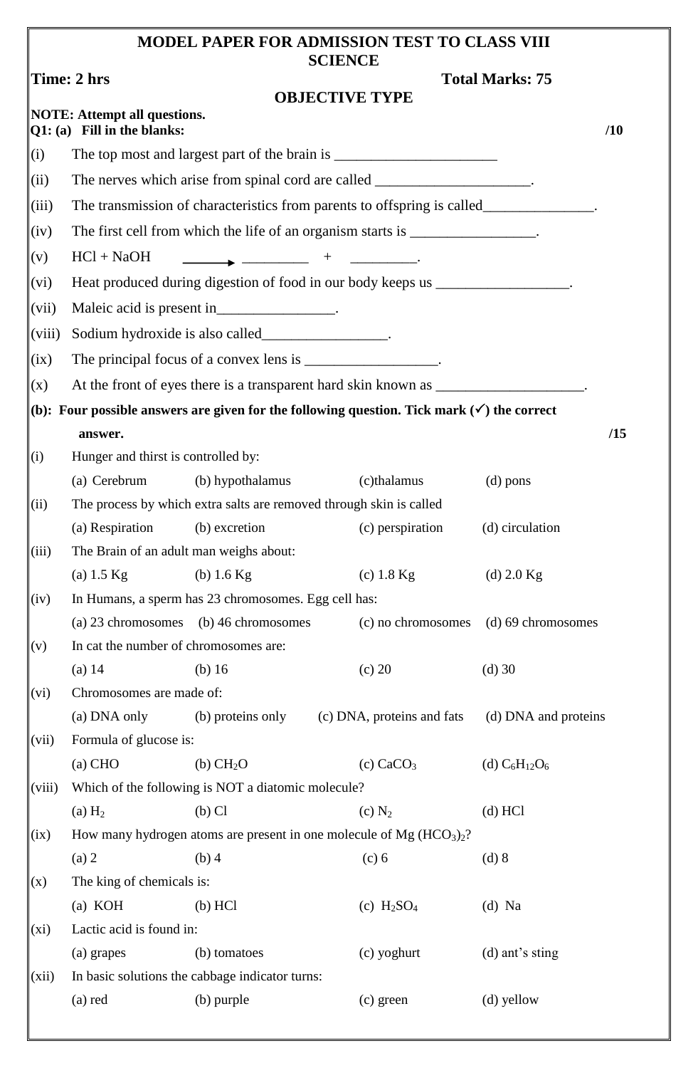# MODEL PAPER FOR ADMISSION TEST TO CLASS VIII

## SCIENCE

**Time: 2 hrs** **Total Marks: 75**

### OBJECTIVE TYPE

**NOTE: Attempt all questions.**

**Q1: (a) Fill in the blanks:** **/10**

(i) The top most and largest part of the brain is ______________________

(ii) The nerves which arise from spinal cord are called _____________________.

(iii) The transmission of characteristics from parents to offspring is called_______________.

(iv) The first cell from which the life of an organism starts is _________________.

(v) HCl + NaOH $\longrightarrow$ _________ + _________.

(vi) Heat produced during digestion of food in our body keeps us __________________.

(vii) Maleic acid is present in________________.

(viii) Sodium hydroxide is also called_________________.

(ix) The principal focus of a convex lens is __________________.

(x) At the front of eyes there is a transparent hard skin known as ____________________.

**(b): Four possible answers are given for the following question. Tick mark (✓) the correct answer.** **/15**

(i) Hunger and thirst is controlled by:

(a) Cerebrum (b) hypothalamus (c)thalamus (d) pons

(ii) The process by which extra salts are removed through skin is called

(a) Respiration (b) excretion (c) perspiration (d) circulation

(iii) The Brain of an adult man weighs about:

(a) 1.5 Kg (b) 1.6 Kg (c) 1.8 Kg (d) 2.0 Kg

(iv) In Humans, a sperm has 23 chromosomes. Egg cell has:

(a) 23 chromosomes (b) 46 chromosomes (c) no chromosomes (d) 69 chromosomes

(v) In cat the number of chromosomes are:

(a) 14 (b) 16 (c) 20 (d) 30

(vi) Chromosomes are made of:

(a) DNA only (b) proteins only (c) DNA, proteins and fats (d) DNA and proteins

(vii) Formula of glucose is:

(a) CHO (b) $CH_2O$ (c) $CaCO_3$ (d) $C_6H_{12}O_6$

(viii) Which of the following is NOT a diatomic molecule?

(a) $H_2$ (b) Cl (c) $N_2$ (d) HCl

(ix) How many hydrogen atoms are present in one molecule of $Mg(HCO_3)_2$?

(a) 2 (b) 4 (c) 6 (d) 8

(x) The king of chemicals is:

(a) KOH (b) HCl (c) $H_2SO_4$ (d) Na

(xi) Lactic acid is found in:

(a) grapes (b) tomatoes (c) yoghurt (d) ant's sting

(xii) In basic solutions the cabbage indicator turns:

(a) red (b) purple (c) green (d) yellow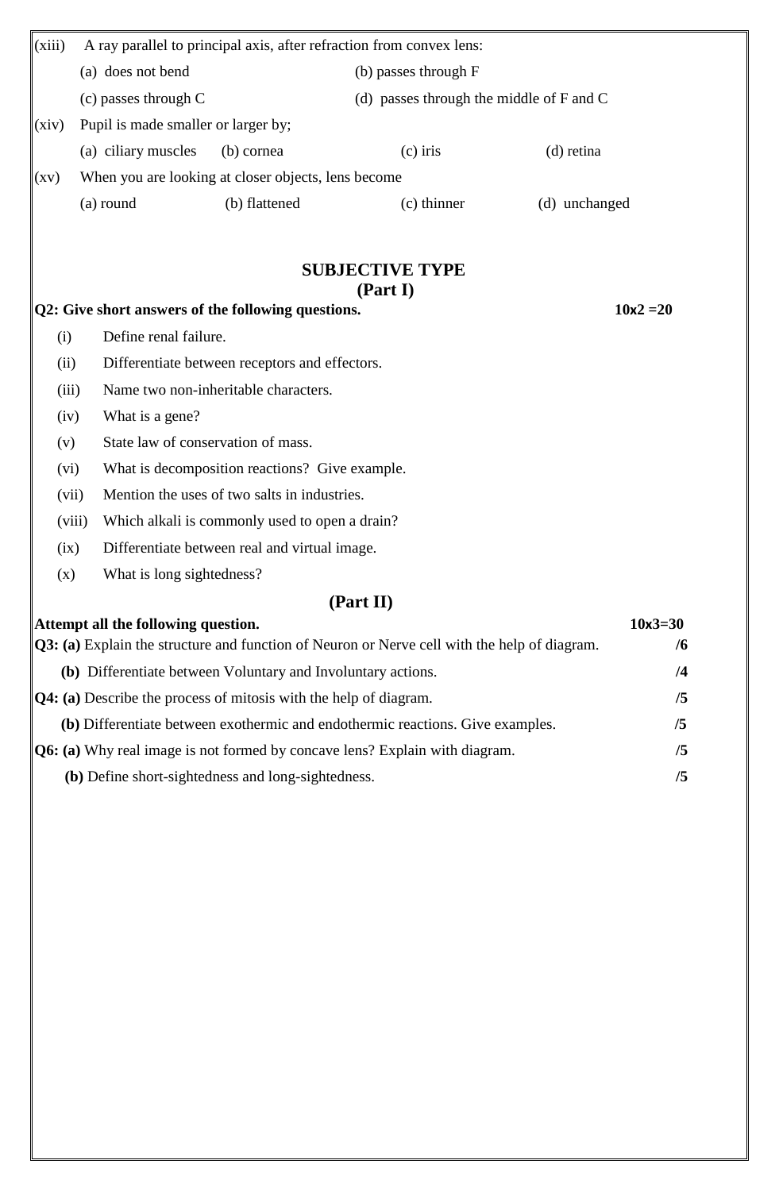(xiii) A ray parallel to principal axis, after refraction from convex lens:

(a) does not bend (b) passes through F

(c) passes through C (d) passes through the middle of F and C

(xiv) Pupil is made smaller or larger by;

(a) ciliary muscles (b) cornea (c) iris (d) retina

(xv) When you are looking at closer objects, lens become

(a) round (b) flattened (c) thinner (d) unchanged

## SUBJECTIVE TYPE
### (Part I)

**Q2: Give short answers of the following questions.** **10x2 =20**

(i) Define renal failure.

(ii) Differentiate between receptors and effectors.

(iii) Name two non-inheritable characters.

(iv) What is a gene?

(v) State law of conservation of mass.

(vi) What is decomposition reactions? Give example.

(vii) Mention the uses of two salts in industries.

(viii) Which alkali is commonly used to open a drain?

(ix) Differentiate between real and virtual image.

(x) What is long sightedness?

### (Part II)

**Attempt all the following question.** **10x3=30**

**Q3: (a)** Explain the structure and function of Neuron or Nerve cell with the help of diagram. **/6**

**(b)** Differentiate between Voluntary and Involuntary actions. **/4**

**Q4: (a)** Describe the process of mitosis with the help of diagram. **/5**

**(b)** Differentiate between exothermic and endothermic reactions. Give examples. **/5**

**Q6: (a)** Why real image is not formed by concave lens? Explain with diagram. **/5**

**(b)** Define short-sightedness and long-sightedness. **/5**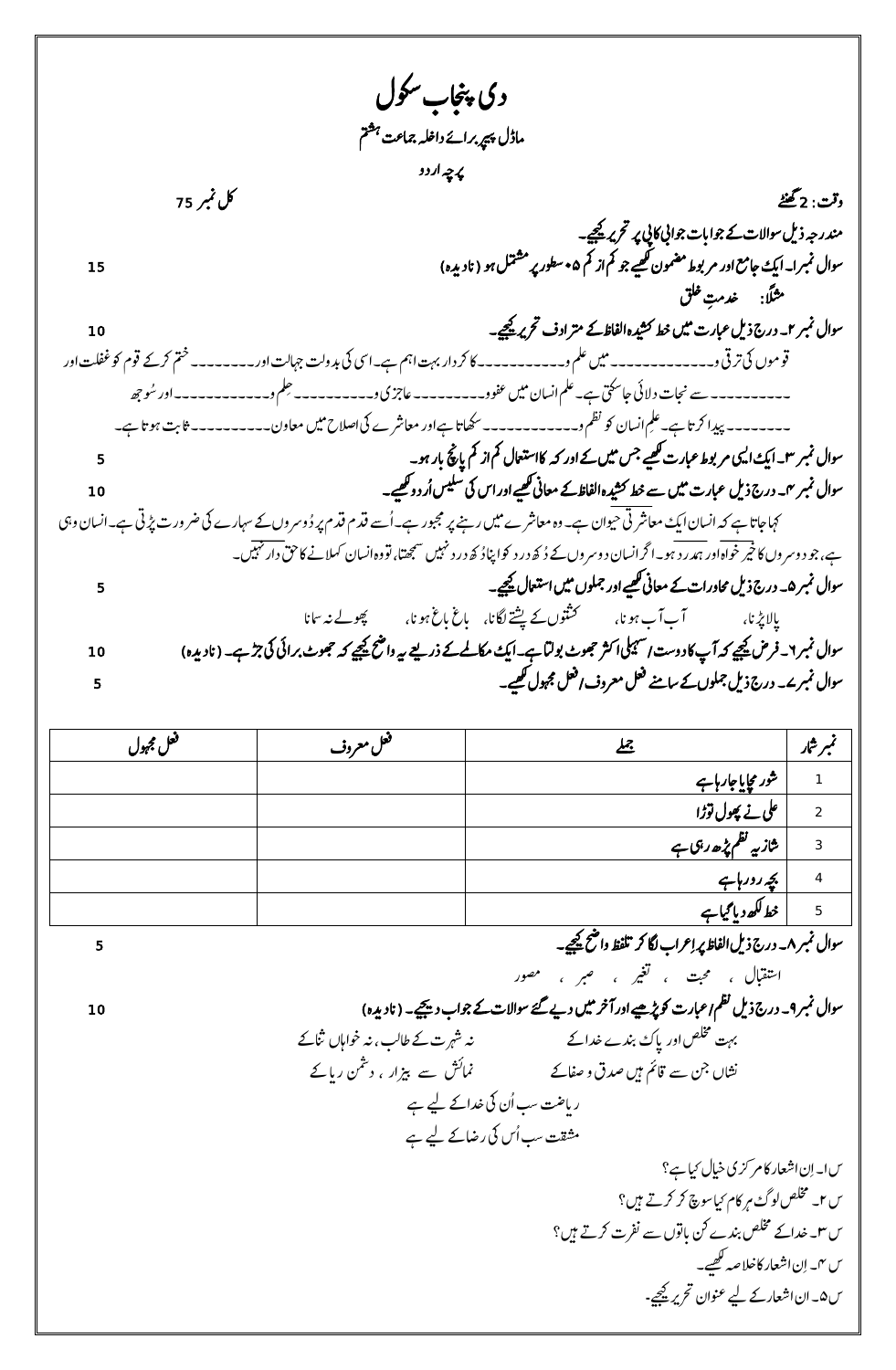# دی پنجاب سکول

## ماڈل پیپر برائے داخلہ جماعت ہشتم

### پرچہ اردو

وقت: 2 گھن�ے                                                        کل نمبر 75

مندرجہ ذیل سوالات کے جوابات جوابی کاپی پر تحریر کیجیے۔

**سوال نمبر ا۔ ایک جامع اور مربوط مضمون لکھیے جو کم از کم ۵۰ سطور پر مشتمل ہو (نادیدہ)** 15

مثلاً: خدمتِ خلق

**سوال نمبر ۲۔ درج ذیل عبارت میں خط کشیدہ الفاظ کے مترادف تحریر کیجیے۔** 10

قوموں کی ترقی و--------- میں علم و--------- کا کردار بہت اہم ہے۔ اسی کی بدولت جہالت اور--------- ختم کرکے قوم کو غفلت اور --------- سے نجات دلائی جا سکتی ہے۔ علم انسان میں عفو--------- عاجزی و--------- حِلم و--------- اور سُوجھ --------- پیدا کرتا ہے۔ علم انسان کو نظم و--------- سکھاتا ہے اور معاشرے کی اصلاح میں معاون--------- ثابت ہوتا ہے۔

**سوال نمبر ۳۔ ایک ایسی مربوط عبارت لکھیے جس میں کے اور کہ کا استعمال کم از کم پانچ بار ہو۔** 5

**سوال نمبر ۴۔ درج ذیل عبارت میں سے خط کشیدہ الفاظ کے معانی لکھیے اور اس کی سلیس اُردو لکھیے۔** 10

کہا جاتا ہے کہ انسان ایک معاشرتی حیوان ہے۔ وہ معاشرے میں رہنے پر مجبور ہے۔ اُسے قدم قدم پر دُوسروں کے سہارے کی ضرورت پڑتی ہے۔ انسان وہی ہے، جو دوسروں کا خیر خواہ اور ہمدرد ہو۔ اگر انسان دوسروں کے دُکھ درد کو اپنا دُکھ درد نہیں سمجھتا، تو وہ انسان کہلانے کا حق دار نہیں۔

**سوال نمبر ۵۔ درج ذیل محاورات کے معانی لکھیے اور جملوں میں استعمال کیجیے۔** 5

پالا پڑنا، آب آب ہونا، کشتوں کے پشتے لگانا، باغ باغ ہونا، پھولے نہ سمانا

**سوال نمبر ۶۔ فرض کیجیے کہ آپ کا دوست / سہیلی اکثر جھوٹ بولتا ہے۔ ایک مکالمے کے ذریعے یہ واضح کیجیے کہ جھوٹ برائی کی جڑ ہے۔ (نادیدہ)** 10

**سوال نمبر ۷۔ درج ذیل جملوں کے سامنے فعل معروف / فعل مجہول لکھیے۔** 5

| نمبر شمار | جملے | فعل معروف | فعل مجہول |
|---|---|---|---|
| 1 | شور مچایا جا رہا ہے | | |
| 2 | علی نے پھول توڑا | | |
| 3 | شازیہ نظم پڑھ رہی ہے | | |
| 4 | بچہ رو رہا ہے | | |
| 5 | خط لکھ دیا گیا ہے | | |

**سوال نمبر ۸۔ درج ذیل الفاظ پر اعراب لگا کر تلفظ واضح کیجیے۔** 5

استقبال ، محبت ، تغیر ، صبر ، مصور

**سوال نمبر ۹۔ درج ذیل نظم / عبارت کو پڑھیے اور آخر میں دیے گئے سوالات کے جواب دیجیے۔ (نادیدہ)** 10

بہت مخلص اور پاک بندے خدا کے — نہ شہرت کے طالب، نہ خواہاں ثنا کے

نشاں جن سے قائم ہیں صدق و صفا کے — نمائش سے بیزار ، دشمن ریا کے

ریاضت سب اُن کی خدا کے لیے ہے

مشقت سب اُس کی رضا کے لیے ہے

س ا۔ اِن اشعار کا مرکزی خیال کیا ہے؟

س ۲۔ مخلص لوگ ہر کام کیا سوچ کر کرتے ہیں؟

س ۳۔ خدا کے مخلص بندے کن باتوں سے نفرت کرتے ہیں؟

س ۴۔ اِن اشعار کا خلاصہ لکھیے۔

س ۵۔ ان اشعار کے لیے عنوان تحریر کیجیے۔